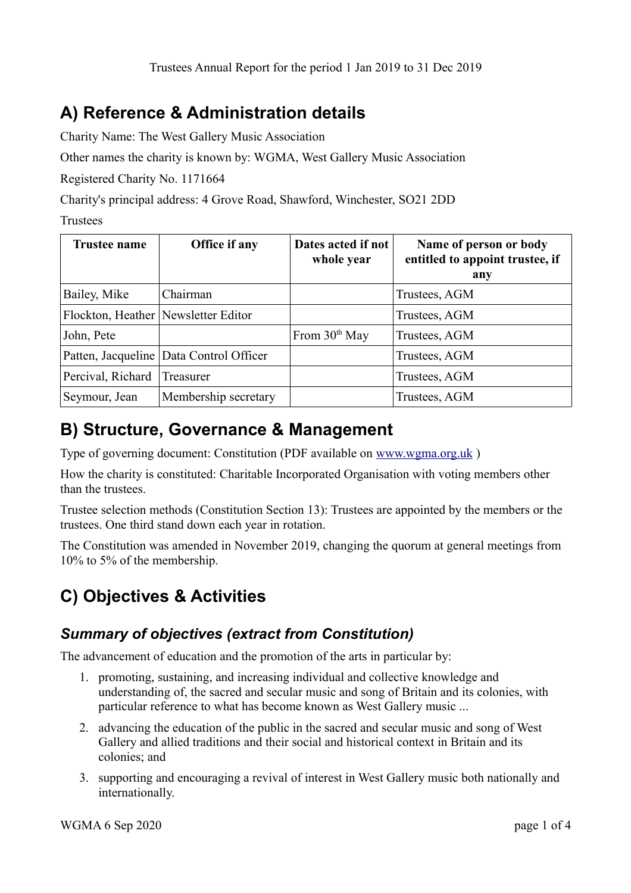Trustees Annual Report for the period 1 Jan 2019 to 31 Dec 2019

# A) Reference & Administration details

Charity Name: The West Gallery Music Association

Other names the charity is known by: WGMA, West Gallery Music Association

Registered Charity No. 1171664

Charity's principal address: 4 Grove Road, Shawford, Winchester, SO21 2DD

Trustees

| Trustee name | Office if any | Dates acted if not whole year | Name of person or body entitled to appoint trustee, if any |
|---|---|---|---|
| Bailey, Mike | Chairman | | Trustees, AGM |
| Flockton, Heather | Newsletter Editor | | Trustees, AGM |
| John, Pete | | From 30th May | Trustees, AGM |
| Patten, Jacqueline | Data Control Officer | | Trustees, AGM |
| Percival, Richard | Treasurer | | Trustees, AGM |
| Seymour, Jean | Membership secretary | | Trustees, AGM |

# B) Structure, Governance & Management

Type of governing document: Constitution (PDF available on www.wgma.org.uk )

How the charity is constituted: Charitable Incorporated Organisation with voting members other than the trustees.

Trustee selection methods (Constitution Section 13): Trustees are appointed by the members or the trustees. One third stand down each year in rotation.

The Constitution was amended in November 2019, changing the quorum at general meetings from 10% to 5% of the membership.

# C) Objectives & Activities

## *Summary of objectives (extract from Constitution)*

The advancement of education and the promotion of the arts in particular by:

1. promoting, sustaining, and increasing individual and collective knowledge and understanding of, the sacred and secular music and song of Britain and its colonies, with particular reference to what has become known as West Gallery music ...
2. advancing the education of the public in the sacred and secular music and song of West Gallery and allied traditions and their social and historical context in Britain and its colonies; and
3. supporting and encouraging a revival of interest in West Gallery music both nationally and internationally.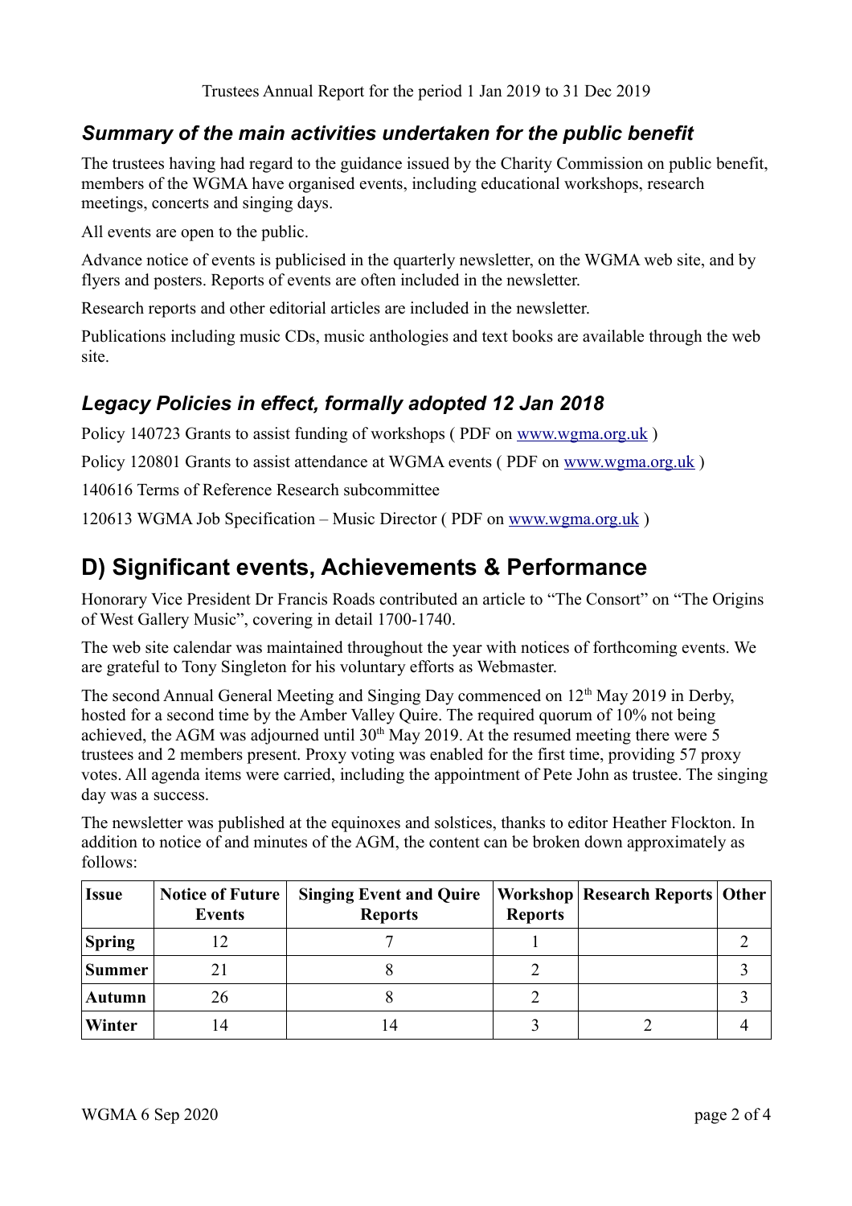Trustees Annual Report for the period 1 Jan 2019 to 31 Dec 2019

### *Summary of the main activities undertaken for the public benefit*

The trustees having had regard to the guidance issued by the Charity Commission on public benefit, members of the WGMA have organised events, including educational workshops, research meetings, concerts and singing days.

All events are open to the public.

Advance notice of events is publicised in the quarterly newsletter, on the WGMA web site, and by flyers and posters. Reports of events are often included in the newsletter.

Research reports and other editorial articles are included in the newsletter.

Publications including music CDs, music anthologies and text books are available through the web site.

### *Legacy Policies in effect, formally adopted 12 Jan 2018*

Policy 140723 Grants to assist funding of workshops ( PDF on www.wgma.org.uk )

Policy 120801 Grants to assist attendance at WGMA events ( PDF on www.wgma.org.uk )

140616 Terms of Reference Research subcommittee

120613 WGMA Job Specification – Music Director ( PDF on www.wgma.org.uk )

## D) Significant events, Achievements & Performance

Honorary Vice President Dr Francis Roads contributed an article to "The Consort" on "The Origins of West Gallery Music", covering in detail 1700-1740.

The web site calendar was maintained throughout the year with notices of forthcoming events. We are grateful to Tony Singleton for his voluntary efforts as Webmaster.

The second Annual General Meeting and Singing Day commenced on 12th May 2019 in Derby, hosted for a second time by the Amber Valley Quire. The required quorum of 10% not being achieved, the AGM was adjourned until 30th May 2019. At the resumed meeting there were 5 trustees and 2 members present. Proxy voting was enabled for the first time, providing 57 proxy votes. All agenda items were carried, including the appointment of Pete John as trustee. The singing day was a success.

The newsletter was published at the equinoxes and solstices, thanks to editor Heather Flockton. In addition to notice of and minutes of the AGM, the content can be broken down approximately as follows:

| Issue | Notice of Future Events | Singing Event and Quire Reports | Workshop Reports | Research Reports | Other |
|---|---|---|---|---|---|
| Spring | 12 | 7 | 1 | | 2 |
| Summer | 21 | 8 | 2 | | 3 |
| Autumn | 26 | 8 | 2 | | 3 |
| Winter | 14 | 14 | 3 | 2 | 4 |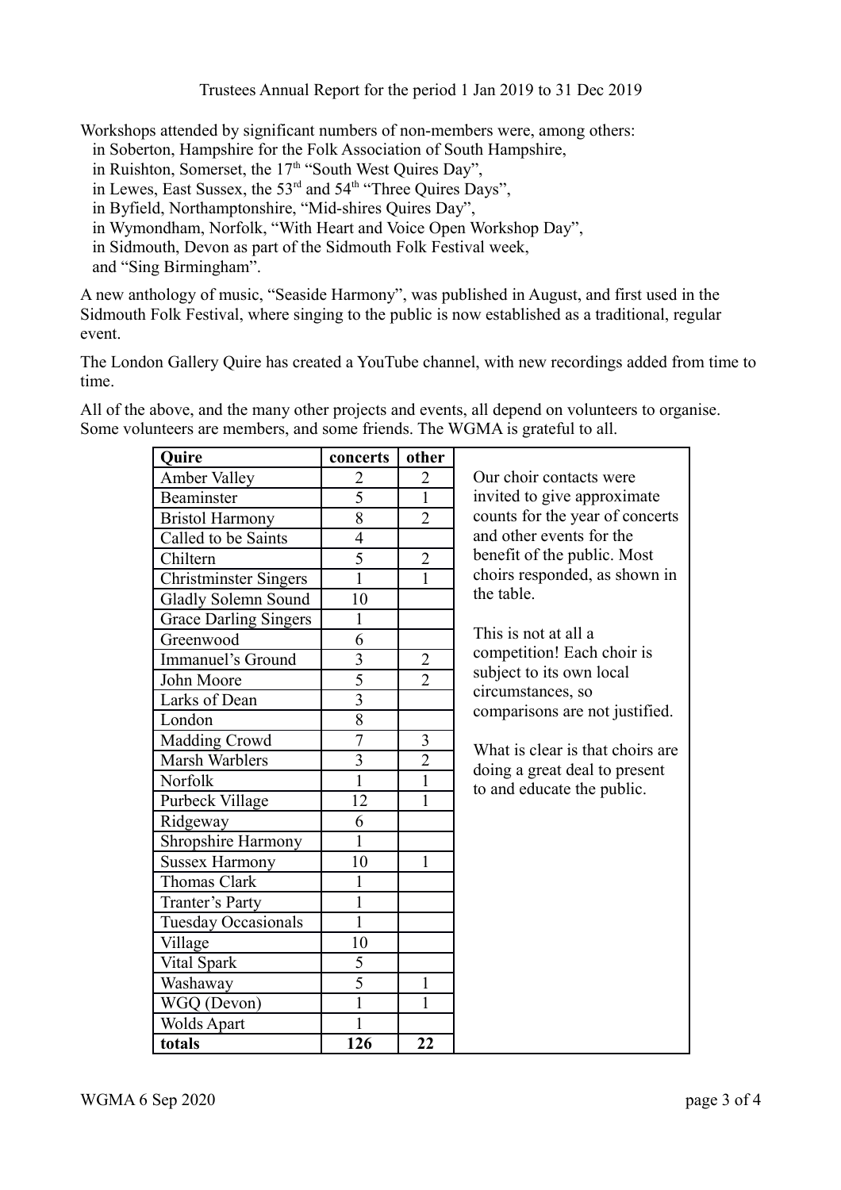Trustees Annual Report for the period 1 Jan 2019 to 31 Dec 2019

Workshops attended by significant numbers of non-members were, among others:

- in Soberton, Hampshire for the Folk Association of South Hampshire,
- in Ruishton, Somerset, the 17th "South West Quires Day",
- in Lewes, East Sussex, the 53rd and 54th "Three Quires Days",
- in Byfield, Northamptonshire, "Mid-shires Quires Day",
- in Wymondham, Norfolk, "With Heart and Voice Open Workshop Day",
- in Sidmouth, Devon as part of the Sidmouth Folk Festival week,
- and "Sing Birmingham".

A new anthology of music, "Seaside Harmony", was published in August, and first used in the Sidmouth Folk Festival, where singing to the public is now established as a traditional, regular event.

The London Gallery Quire has created a YouTube channel, with new recordings added from time to time.

All of the above, and the many other projects and events, all depend on volunteers to organise. Some volunteers are members, and some friends. The WGMA is grateful to all.

| Quire | concerts | other |
|---|---|---|
| Amber Valley | 2 | 2 |
| Beaminster | 5 | 1 |
| Bristol Harmony | 8 | 2 |
| Called to be Saints | 4 | |
| Chiltern | 5 | 2 |
| Christminster Singers | 1 | 1 |
| Gladly Solemn Sound | 10 | |
| Grace Darling Singers | 1 | |
| Greenwood | 6 | |
| Immanuel's Ground | 3 | 2 |
| John Moore | 5 | 2 |
| Larks of Dean | 3 | |
| London | 8 | |
| Madding Crowd | 7 | 3 |
| Marsh Warblers | 3 | 2 |
| Norfolk | 1 | 1 |
| Purbeck Village | 12 | 1 |
| Ridgeway | 6 | |
| Shropshire Harmony | 1 | |
| Sussex Harmony | 10 | 1 |
| Thomas Clark | 1 | |
| Tranter's Party | 1 | |
| Tuesday Occasionals | 1 | |
| Village | 10 | |
| Vital Spark | 5 | |
| Washaway | 5 | 1 |
| WGQ (Devon) | 1 | 1 |
| Wolds Apart | 1 | |
| **totals** | **126** | **22** |

Our choir contacts were invited to give approximate counts for the year of concerts and other events for the benefit of the public. Most choirs responded, as shown in the table.

This is not at all a competition! Each choir is subject to its own local circumstances, so comparisons are not justified.

What is clear is that choirs are doing a great deal to present to and educate the public.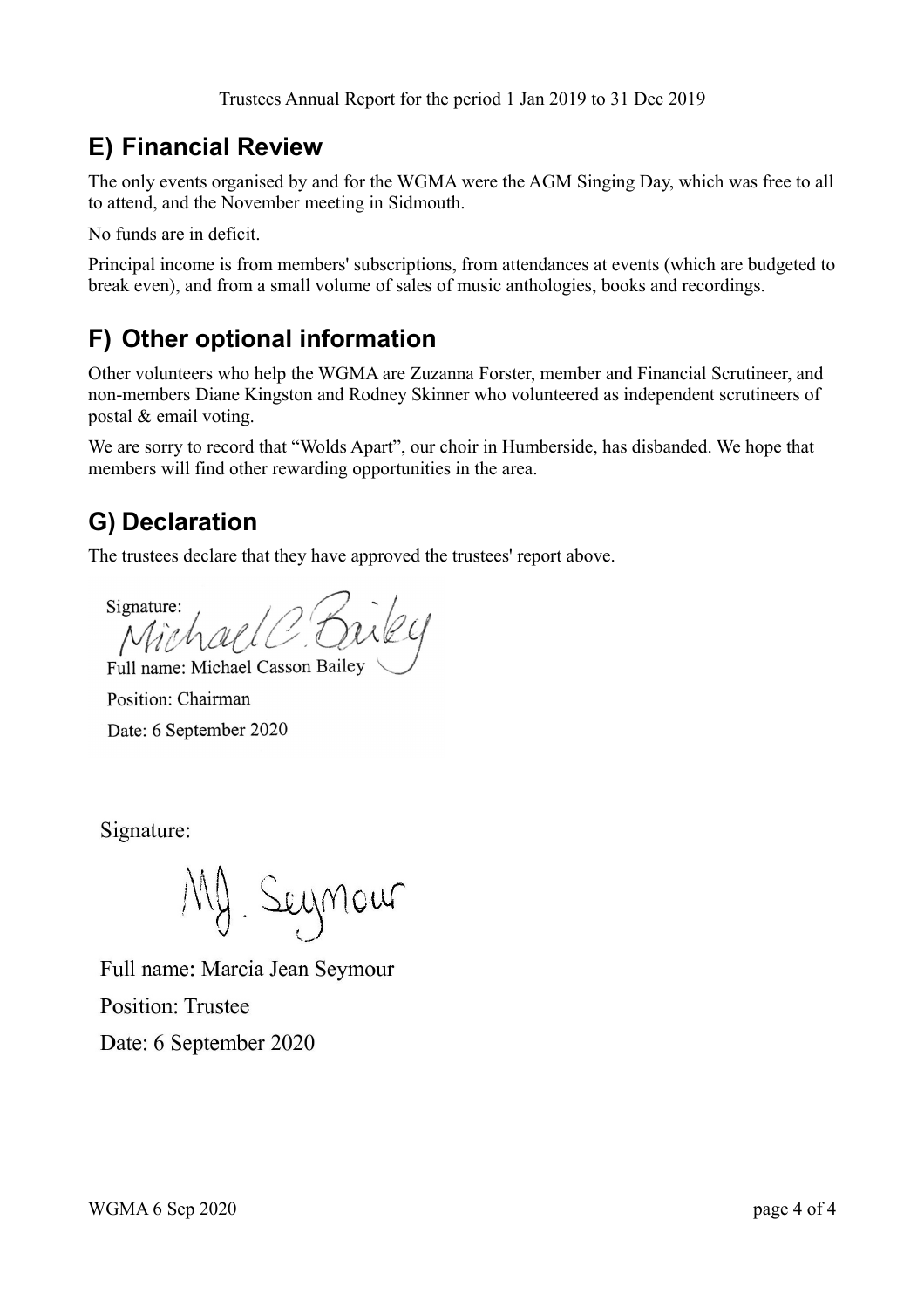## E) Financial Review

The only events organised by and for the WGMA were the AGM Singing Day, which was free to all to attend, and the November meeting in Sidmouth.

No funds are in deficit.

Principal income is from members' subscriptions, from attendances at events (which are budgeted to break even), and from a small volume of sales of music anthologies, books and recordings.

## F) Other optional information

Other volunteers who help the WGMA are Zuzanna Forster, member and Financial Scrutineer, and non-members Diane Kingston and Rodney Skinner who volunteered as independent scrutineers of postal & email voting.

We are sorry to record that "Wolds Apart", our choir in Humberside, has disbanded. We hope that members will find other rewarding opportunities in the area.

## G) Declaration

The trustees declare that they have approved the trustees' report above.

Signature: Michael C. Bailey

Full name: Michael Casson Bailey

Position: Chairman

Date: 6 September 2020

Signature: M J. Seymour

Full name: Marcia Jean Seymour

Position: Trustee

Date: 6 September 2020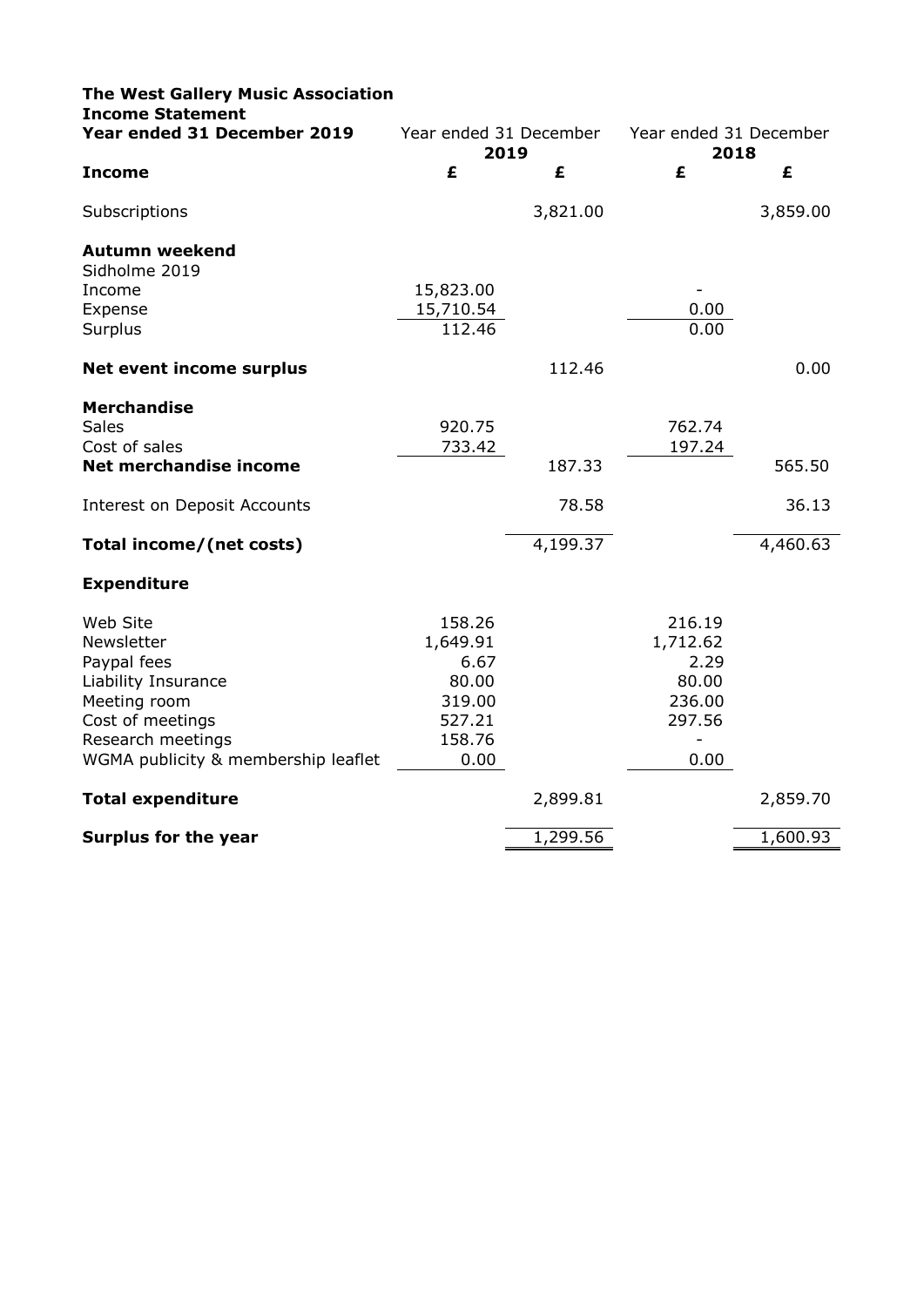**The West Gallery Music Association**
**Income Statement**

| **Year ended 31 December 2019** | Year ended 31 December **2019** | | Year ended 31 December **2018** | |
|---|---|---|---|---|
| **Income** | **£** | **£** | **£** | **£** |
| Subscriptions | | 3,821.00 | | 3,859.00 |
| **Autumn weekend** | | | | |
| Sidholme 2019 | | | | |
| Income | 15,823.00 | | - | |
| Expense | 15,710.54 | | 0.00 | |
| Surplus | 112.46 | | 0.00 | |
| **Net event income surplus** | | 112.46 | | 0.00 |
| **Merchandise** | | | | |
| Sales | 920.75 | | 762.74 | |
| Cost of sales | 733.42 | | 197.24 | |
| **Net merchandise income** | | 187.33 | | 565.50 |
| Interest on Deposit Accounts | | 78.58 | | 36.13 |
| **Total income/(net costs)** | | 4,199.37 | | 4,460.63 |
| **Expenditure** | | | | |
| Web Site | 158.26 | | 216.19 | |
| Newsletter | 1,649.91 | | 1,712.62 | |
| Paypal fees | 6.67 | | 2.29 | |
| Liability Insurance | 80.00 | | 80.00 | |
| Meeting room | 319.00 | | 236.00 | |
| Cost of meetings | 527.21 | | 297.56 | |
| Research meetings | 158.76 | | - | |
| WGMA publicity & membership leaflet | 0.00 | | 0.00 | |
| **Total expenditure** | | 2,899.81 | | 2,859.70 |
| **Surplus for the year** | | 1,299.56 | | 1,600.93 |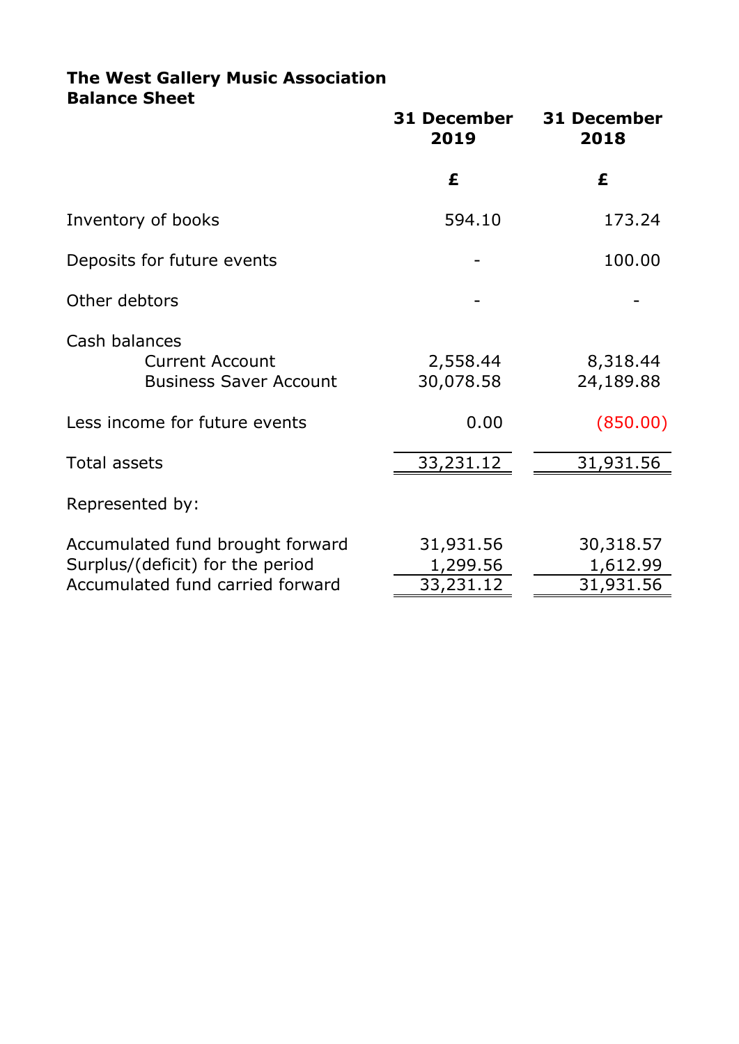**The West Gallery Music Association**
**Balance Sheet**

| | 31 December 2019 | 31 December 2018 |
|---|---|---|
| | £ | £ |
| Inventory of books | 594.10 | 173.24 |
| Deposits for future events | - | 100.00 |
| Other debtors | - | - |
| Cash balances | | |
| Current Account | 2,558.44 | 8,318.44 |
| Business Saver Account | 30,078.58 | 24,189.88 |
| Less income for future events | 0.00 | (850.00) |
| Total assets | 33,231.12 | 31,931.56 |
| Represented by: | | |
| Accumulated fund brought forward | 31,931.56 | 30,318.57 |
| Surplus/(deficit) for the period | 1,299.56 | 1,612.99 |
| Accumulated fund carried forward | 33,231.12 | 31,931.56 |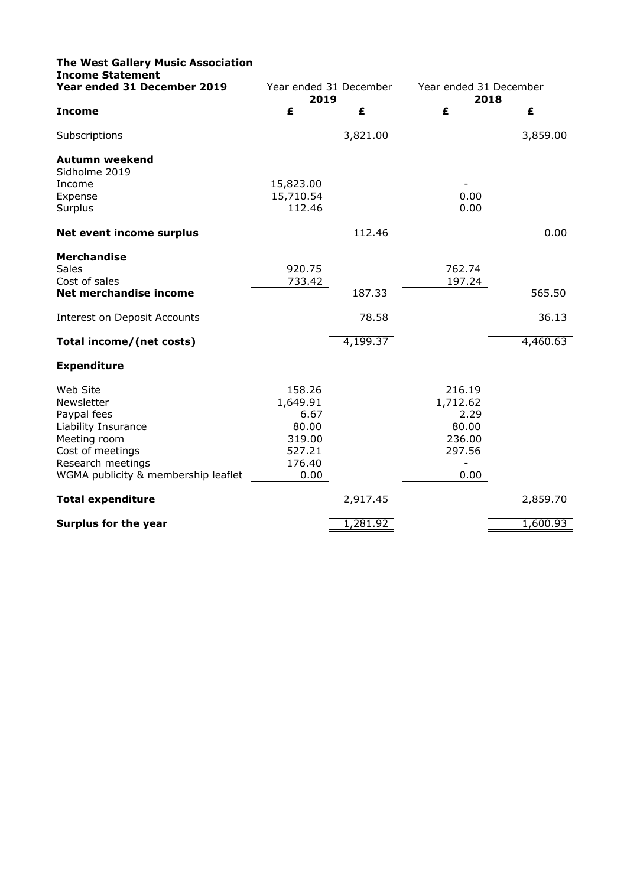**The West Gallery Music Association**
**Income Statement**

| **Year ended 31 December 2019** | Year ended 31 December 2019 | | Year ended 31 December 2018 | |
|---|---|---|---|---|
| **Income** | **£** | **£** | **£** | **£** |
| Subscriptions | | 3,821.00 | | 3,859.00 |
| **Autumn weekend** | | | | |
| Sidholme 2019 | | | | |
| Income | 15,823.00 | | - | |
| Expense | 15,710.54 | | 0.00 | |
| Surplus | 112.46 | | 0.00 | |
| **Net event income surplus** | | 112.46 | | 0.00 |
| **Merchandise** | | | | |
| Sales | 920.75 | | 762.74 | |
| Cost of sales | 733.42 | | 197.24 | |
| **Net merchandise income** | | 187.33 | | 565.50 |
| Interest on Deposit Accounts | | 78.58 | | 36.13 |
| **Total income/(net costs)** | | 4,199.37 | | 4,460.63 |
| **Expenditure** | | | | |
| Web Site | 158.26 | | 216.19 | |
| Newsletter | 1,649.91 | | 1,712.62 | |
| Paypal fees | 6.67 | | 2.29 | |
| Liability Insurance | 80.00 | | 80.00 | |
| Meeting room | 319.00 | | 236.00 | |
| Cost of meetings | 527.21 | | 297.56 | |
| Research meetings | 176.40 | | - | |
| WGMA publicity & membership leaflet | 0.00 | | 0.00 | |
| **Total expenditure** | | 2,917.45 | | 2,859.70 |
| **Surplus for the year** | | 1,281.92 | | 1,600.93 |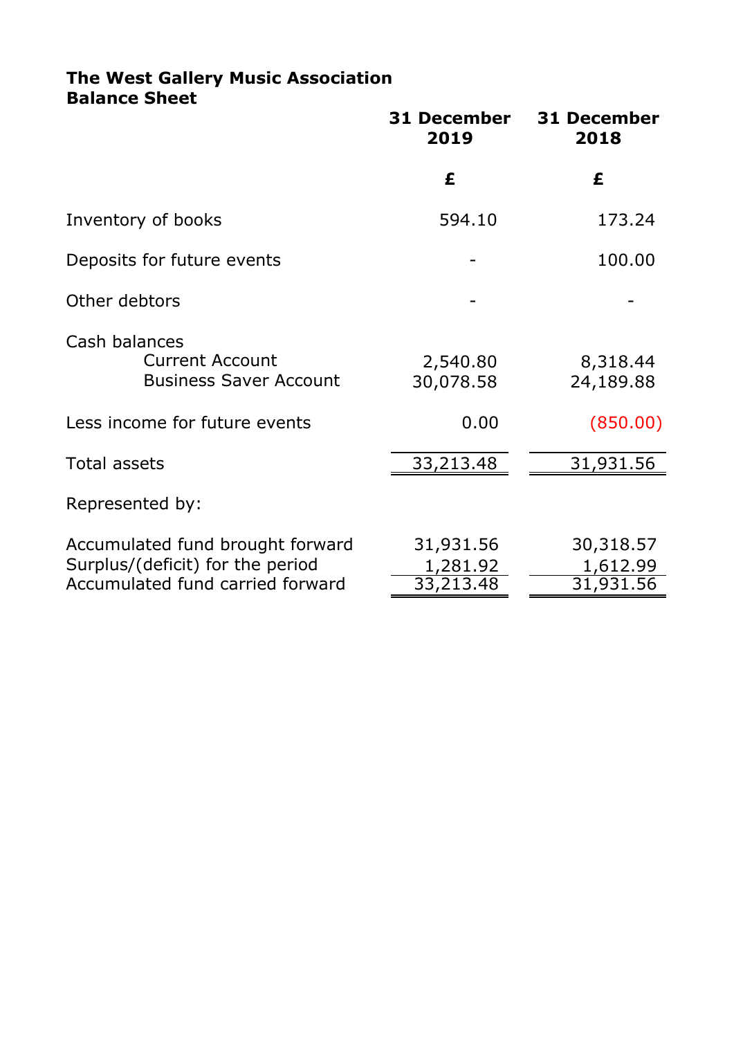**The West Gallery Music Association**
**Balance Sheet**

| | 31 December 2019 | 31 December 2018 |
|---|---|---|
| | £ | £ |
| Inventory of books | 594.10 | 173.24 |
| Deposits for future events | - | 100.00 |
| Other debtors | - | - |
| Cash balances | | |
| Current Account | 2,540.80 | 8,318.44 |
| Business Saver Account | 30,078.58 | 24,189.88 |
| Less income for future events | 0.00 | (850.00) |
| Total assets | 33,213.48 | 31,931.56 |
| Represented by: | | |
| Accumulated fund brought forward | 31,931.56 | 30,318.57 |
| Surplus/(deficit) for the period | 1,281.92 | 1,612.99 |
| Accumulated fund carried forward | 33,213.48 | 31,931.56 |